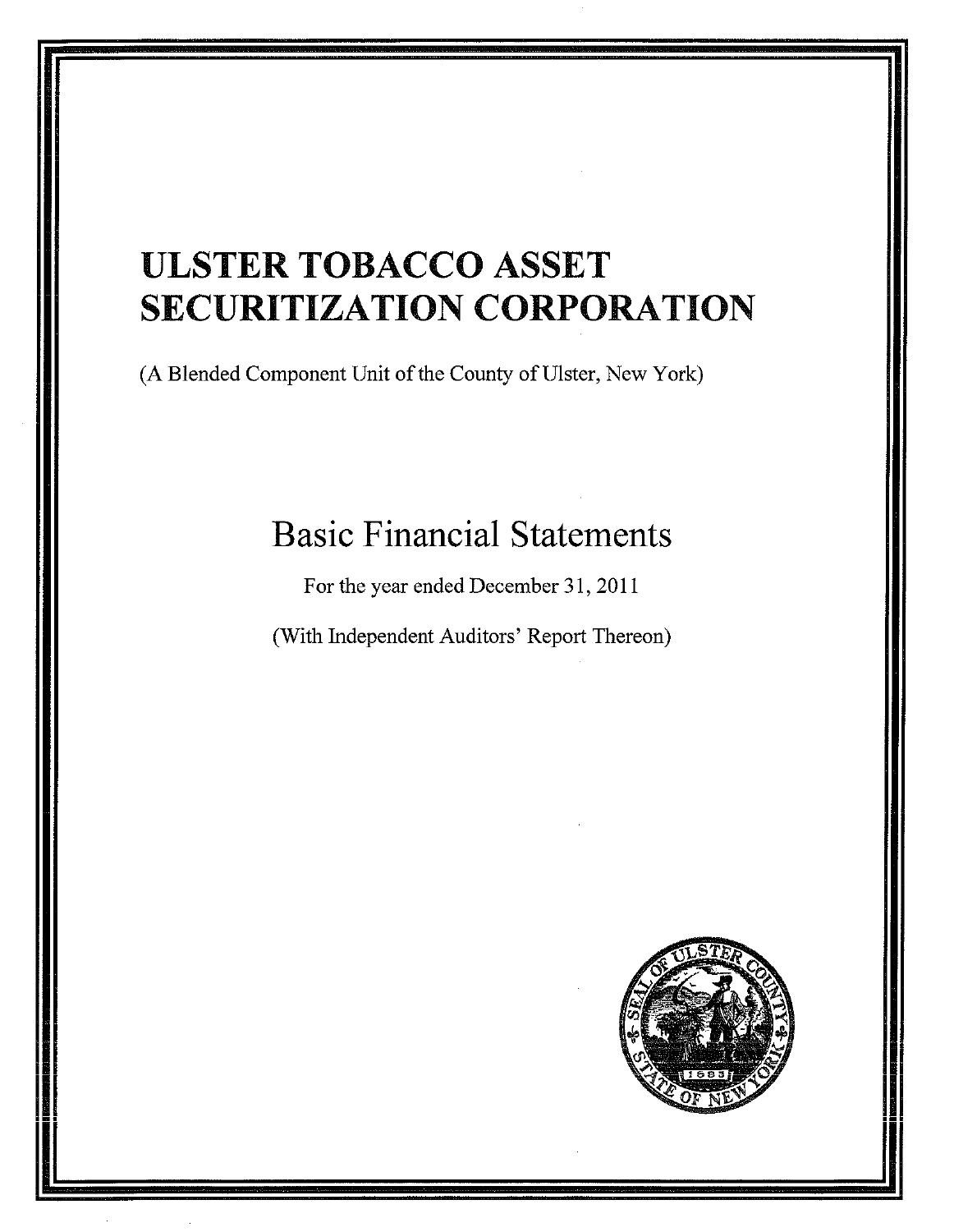# ULSTER TOBACCO ASSET SECURITIZATION CORPORATION

(A Blended Component Unit of the County of Ulster, New York)

## Basic Financial Statements

For the year ended December 31, 2011

(With Independent Auditors' Report Thereon)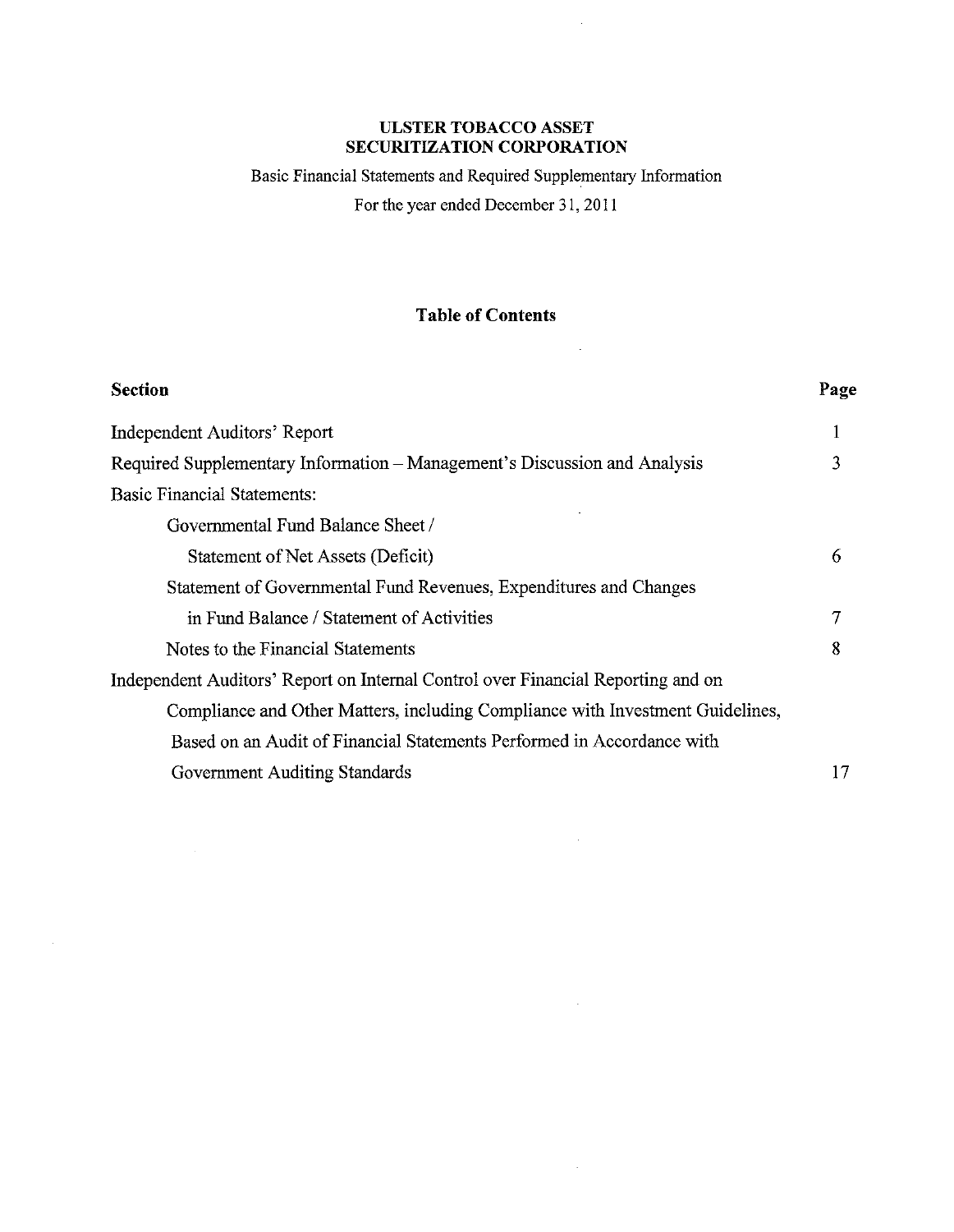# ULSTER TOBACCO ASSET SECURITIZATION CORPORATION

Basic Financial Statements and Required Supplementary Information

For the year ended December 31, 2011

## Table of Contents

| Section | Page |
| --- | --- |
| Independent Auditors' Report | 1 |
| Required Supplementary Information – Management's Discussion and Analysis | 3 |
| Basic Financial Statements: | |
| Governmental Fund Balance Sheet / Statement of Net Assets (Deficit) | 6 |
| Statement of Governmental Fund Revenues, Expenditures and Changes in Fund Balance / Statement of Activities | 7 |
| Notes to the Financial Statements | 8 |
| Independent Auditors' Report on Internal Control over Financial Reporting and on Compliance and Other Matters, including Compliance with Investment Guidelines, Based on an Audit of Financial Statements Performed in Accordance with Government Auditing Standards | 17 |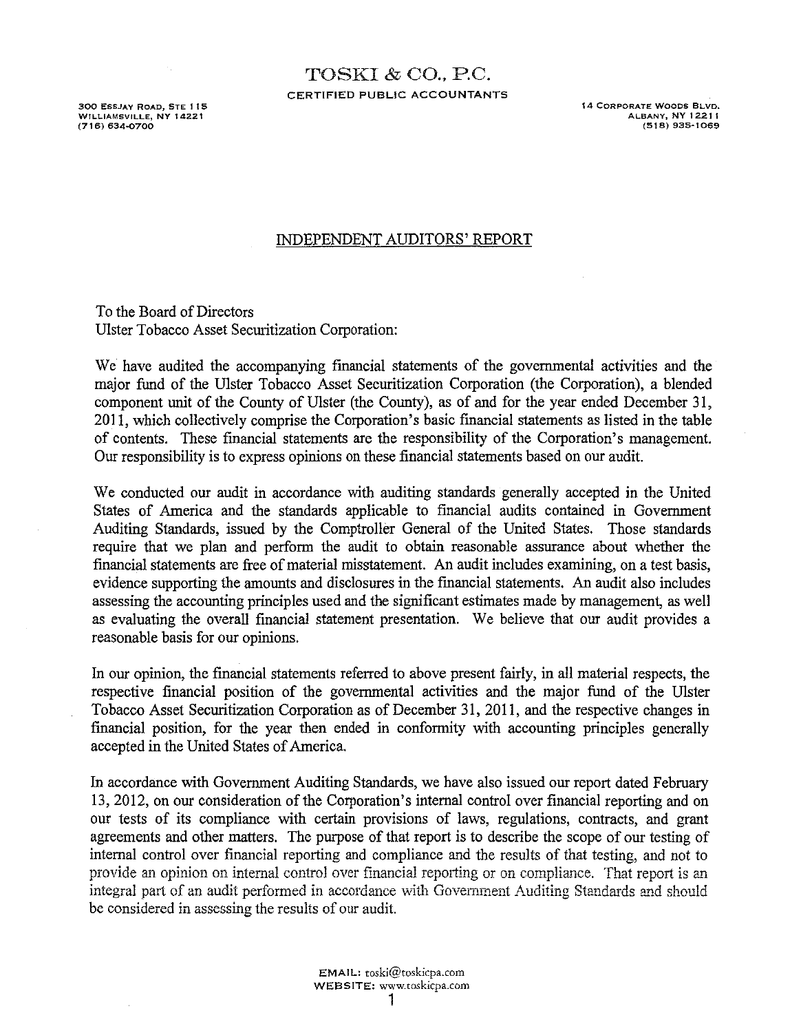# TOSKI & CO., P.C.

CERTIFIED PUBLIC ACCOUNTANTS

300 ESSJAY ROAD, STE 115
WILLIAMSVILLE, NY 14221
(716) 634-0700

14 CORPORATE WOODS BLVD.
ALBANY, NY 12211
(518) 935-1069

## INDEPENDENT AUDITORS' REPORT

To the Board of Directors
Ulster Tobacco Asset Securitization Corporation:

We have audited the accompanying financial statements of the governmental activities and the major fund of the Ulster Tobacco Asset Securitization Corporation (the Corporation), a blended component unit of the County of Ulster (the County), as of and for the year ended December 31, 2011, which collectively comprise the Corporation's basic financial statements as listed in the table of contents. These financial statements are the responsibility of the Corporation's management. Our responsibility is to express opinions on these financial statements based on our audit.

We conducted our audit in accordance with auditing standards generally accepted in the United States of America and the standards applicable to financial audits contained in Government Auditing Standards, issued by the Comptroller General of the United States. Those standards require that we plan and perform the audit to obtain reasonable assurance about whether the financial statements are free of material misstatement. An audit includes examining, on a test basis, evidence supporting the amounts and disclosures in the financial statements. An audit also includes assessing the accounting principles used and the significant estimates made by management, as well as evaluating the overall financial statement presentation. We believe that our audit provides a reasonable basis for our opinions.

In our opinion, the financial statements referred to above present fairly, in all material respects, the respective financial position of the governmental activities and the major fund of the Ulster Tobacco Asset Securitization Corporation as of December 31, 2011, and the respective changes in financial position, for the year then ended in conformity with accounting principles generally accepted in the United States of America.

In accordance with Government Auditing Standards, we have also issued our report dated February 13, 2012, on our consideration of the Corporation's internal control over financial reporting and on our tests of its compliance with certain provisions of laws, regulations, contracts, and grant agreements and other matters. The purpose of that report is to describe the scope of our testing of internal control over financial reporting and compliance and the results of that testing, and not to provide an opinion on internal control over financial reporting or on compliance. That report is an integral part of an audit performed in accordance with Government Auditing Standards and should be considered in assessing the results of our audit.

EMAIL: toski@toskicpa.com
WEBSITE: www.toskicpa.com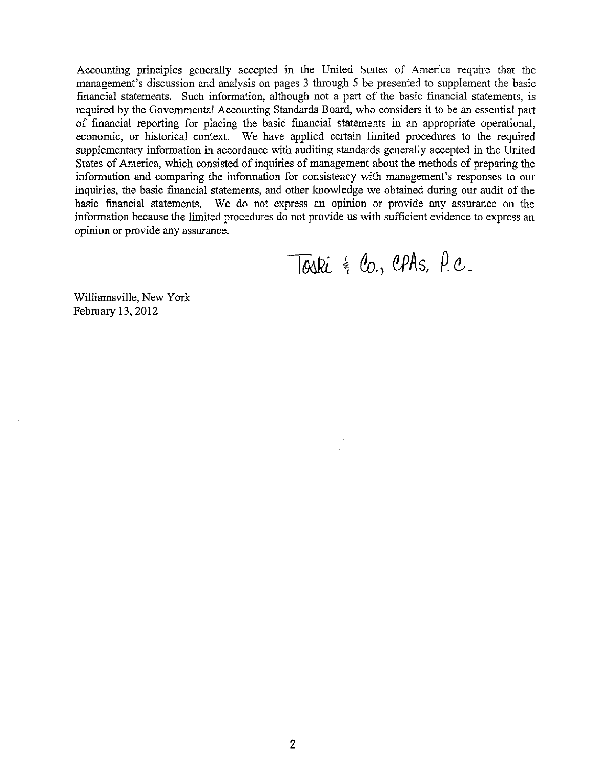Accounting principles generally accepted in the United States of America require that the management's discussion and analysis on pages 3 through 5 be presented to supplement the basic financial statements. Such information, although not a part of the basic financial statements, is required by the Governmental Accounting Standards Board, who considers it to be an essential part of financial reporting for placing the basic financial statements in an appropriate operational, economic, or historical context. We have applied certain limited procedures to the required supplementary information in accordance with auditing standards generally accepted in the United States of America, which consisted of inquiries of management about the methods of preparing the information and comparing the information for consistency with management's responses to our inquiries, the basic financial statements, and other knowledge we obtained during our audit of the basic financial statements. We do not express an opinion or provide any assurance on the information because the limited procedures do not provide us with sufficient evidence to express an opinion or provide any assurance.

Toski & Co., CPAs, P.C.

Williamsville, New York
February 13, 2012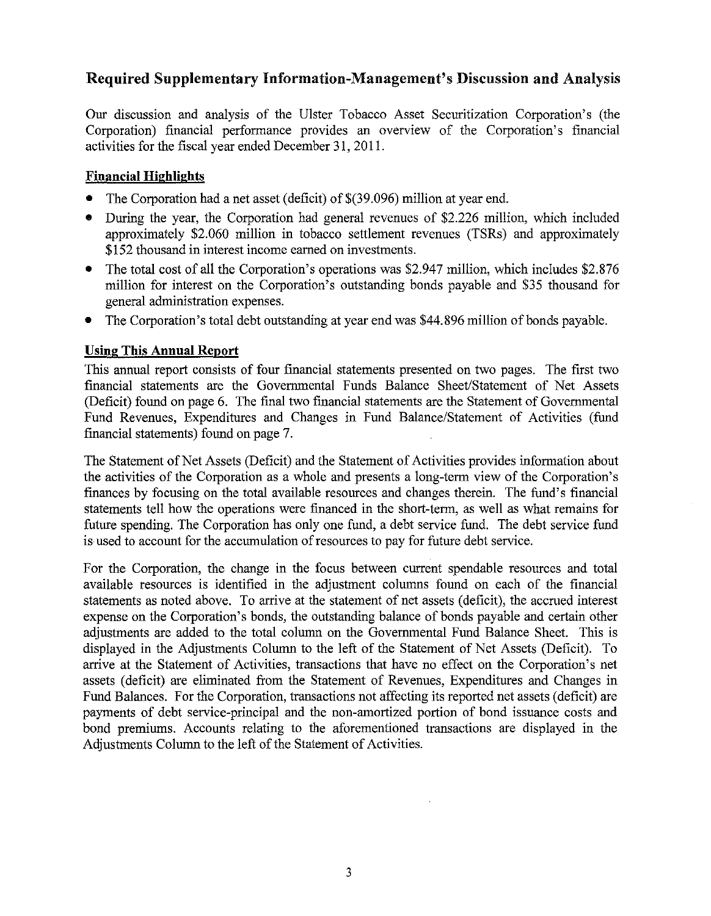## Required Supplementary Information-Management's Discussion and Analysis

Our discussion and analysis of the Ulster Tobacco Asset Securitization Corporation's (the Corporation) financial performance provides an overview of the Corporation's financial activities for the fiscal year ended December 31, 2011.

### Financial Highlights

- The Corporation had a net asset (deficit) of $(39.096) million at year end.
- During the year, the Corporation had general revenues of $2.226 million, which included approximately $2.060 million in tobacco settlement revenues (TSRs) and approximately $152 thousand in interest income earned on investments.
- The total cost of all the Corporation's operations was $2.947 million, which includes $2.876 million for interest on the Corporation's outstanding bonds payable and $35 thousand for general administration expenses.
- The Corporation's total debt outstanding at year end was $44.896 million of bonds payable.

### Using This Annual Report

This annual report consists of four financial statements presented on two pages. The first two financial statements are the Governmental Funds Balance Sheet/Statement of Net Assets (Deficit) found on page 6. The final two financial statements are the Statement of Governmental Fund Revenues, Expenditures and Changes in Fund Balance/Statement of Activities (fund financial statements) found on page 7.

The Statement of Net Assets (Deficit) and the Statement of Activities provides information about the activities of the Corporation as a whole and presents a long-term view of the Corporation's finances by focusing on the total available resources and changes therein. The fund's financial statements tell how the operations were financed in the short-term, as well as what remains for future spending. The Corporation has only one fund, a debt service fund. The debt service fund is used to account for the accumulation of resources to pay for future debt service.

For the Corporation, the change in the focus between current spendable resources and total available resources is identified in the adjustment columns found on each of the financial statements as noted above. To arrive at the statement of net assets (deficit), the accrued interest expense on the Corporation's bonds, the outstanding balance of bonds payable and certain other adjustments are added to the total column on the Governmental Fund Balance Sheet. This is displayed in the Adjustments Column to the left of the Statement of Net Assets (Deficit). To arrive at the Statement of Activities, transactions that have no effect on the Corporation's net assets (deficit) are eliminated from the Statement of Revenues, Expenditures and Changes in Fund Balances. For the Corporation, transactions not affecting its reported net assets (deficit) are payments of debt service-principal and the non-amortized portion of bond issuance costs and bond premiums. Accounts relating to the aforementioned transactions are displayed in the Adjustments Column to the left of the Statement of Activities.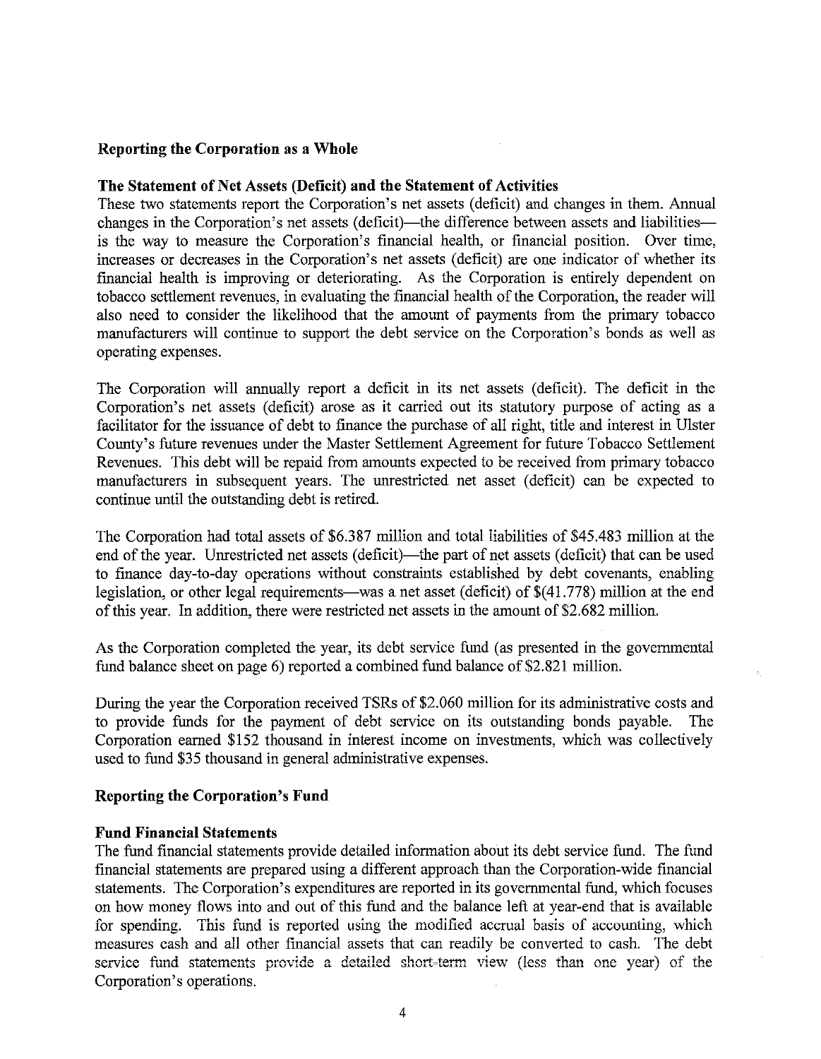## Reporting the Corporation as a Whole

### The Statement of Net Assets (Deficit) and the Statement of Activities

These two statements report the Corporation's net assets (deficit) and changes in them. Annual changes in the Corporation's net assets (deficit)—the difference between assets and liabilities—is the way to measure the Corporation's financial health, or financial position. Over time, increases or decreases in the Corporation's net assets (deficit) are one indicator of whether its financial health is improving or deteriorating. As the Corporation is entirely dependent on tobacco settlement revenues, in evaluating the financial health of the Corporation, the reader will also need to consider the likelihood that the amount of payments from the primary tobacco manufacturers will continue to support the debt service on the Corporation's bonds as well as operating expenses.

The Corporation will annually report a deficit in its net assets (deficit). The deficit in the Corporation's net assets (deficit) arose as it carried out its statutory purpose of acting as a facilitator for the issuance of debt to finance the purchase of all right, title and interest in Ulster County's future revenues under the Master Settlement Agreement for future Tobacco Settlement Revenues. This debt will be repaid from amounts expected to be received from primary tobacco manufacturers in subsequent years. The unrestricted net asset (deficit) can be expected to continue until the outstanding debt is retired.

The Corporation had total assets of $6.387 million and total liabilities of $45.483 million at the end of the year. Unrestricted net assets (deficit)—the part of net assets (deficit) that can be used to finance day-to-day operations without constraints established by debt covenants, enabling legislation, or other legal requirements—was a net asset (deficit) of $(41.778) million at the end of this year. In addition, there were restricted net assets in the amount of $2.682 million.

As the Corporation completed the year, its debt service fund (as presented in the governmental fund balance sheet on page 6) reported a combined fund balance of $2.821 million.

During the year the Corporation received TSRs of $2.060 million for its administrative costs and to provide funds for the payment of debt service on its outstanding bonds payable. The Corporation earned $152 thousand in interest income on investments, which was collectively used to fund $35 thousand in general administrative expenses.

## Reporting the Corporation's Fund

### Fund Financial Statements

The fund financial statements provide detailed information about its debt service fund. The fund financial statements are prepared using a different approach than the Corporation-wide financial statements. The Corporation's expenditures are reported in its governmental fund, which focuses on how money flows into and out of this fund and the balance left at year-end that is available for spending. This fund is reported using the modified accrual basis of accounting, which measures cash and all other financial assets that can readily be converted to cash. The debt service fund statements provide a detailed short-term view (less than one year) of the Corporation's operations.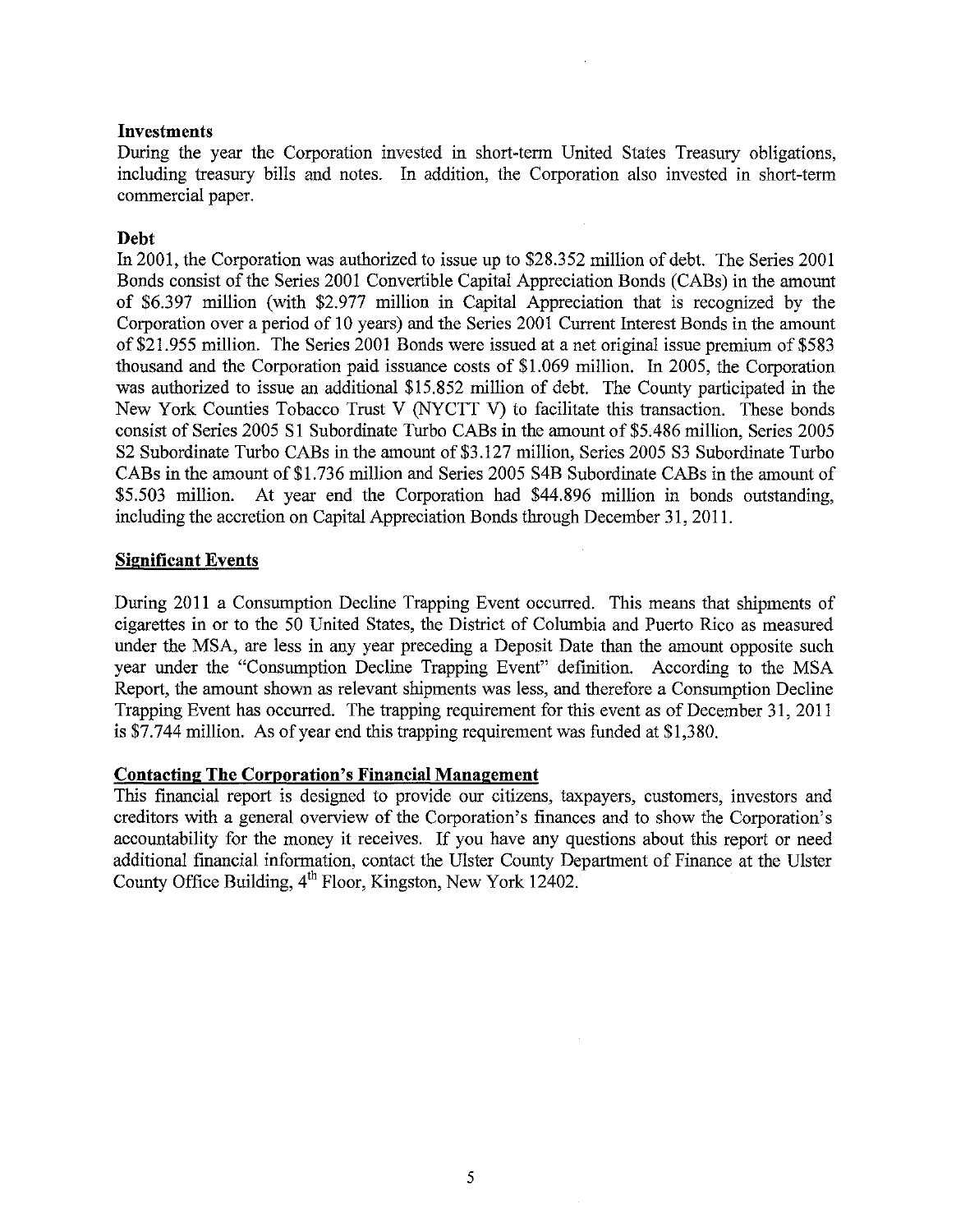**Investments**

During the year the Corporation invested in short-term United States Treasury obligations, including treasury bills and notes. In addition, the Corporation also invested in short-term commercial paper.

**Debt**

In 2001, the Corporation was authorized to issue up to $28.352 million of debt. The Series 2001 Bonds consist of the Series 2001 Convertible Capital Appreciation Bonds (CABs) in the amount of $6.397 million (with $2.977 million in Capital Appreciation that is recognized by the Corporation over a period of 10 years) and the Series 2001 Current Interest Bonds in the amount of $21.955 million. The Series 2001 Bonds were issued at a net original issue premium of $583 thousand and the Corporation paid issuance costs of $1.069 million. In 2005, the Corporation was authorized to issue an additional $15.852 million of debt. The County participated in the New York Counties Tobacco Trust V (NYCTT V) to facilitate this transaction. These bonds consist of Series 2005 S1 Subordinate Turbo CABs in the amount of $5.486 million, Series 2005 S2 Subordinate Turbo CABs in the amount of $3.127 million, Series 2005 S3 Subordinate Turbo CABs in the amount of $1.736 million and Series 2005 S4B Subordinate CABs in the amount of $5.503 million. At year end the Corporation had $44.896 million in bonds outstanding, including the accretion on Capital Appreciation Bonds through December 31, 2011.

## Significant Events

During 2011 a Consumption Decline Trapping Event occurred. This means that shipments of cigarettes in or to the 50 United States, the District of Columbia and Puerto Rico as measured under the MSA, are less in any year preceding a Deposit Date than the amount opposite such year under the "Consumption Decline Trapping Event" definition. According to the MSA Report, the amount shown as relevant shipments was less, and therefore a Consumption Decline Trapping Event has occurred. The trapping requirement for this event as of December 31, 2011 is $7.744 million. As of year end this trapping requirement was funded at $1,380.

## Contacting The Corporation's Financial Management

This financial report is designed to provide our citizens, taxpayers, customers, investors and creditors with a general overview of the Corporation's finances and to show the Corporation's accountability for the money it receives. If you have any questions about this report or need additional financial information, contact the Ulster County Department of Finance at the Ulster County Office Building, 4th Floor, Kingston, New York 12402.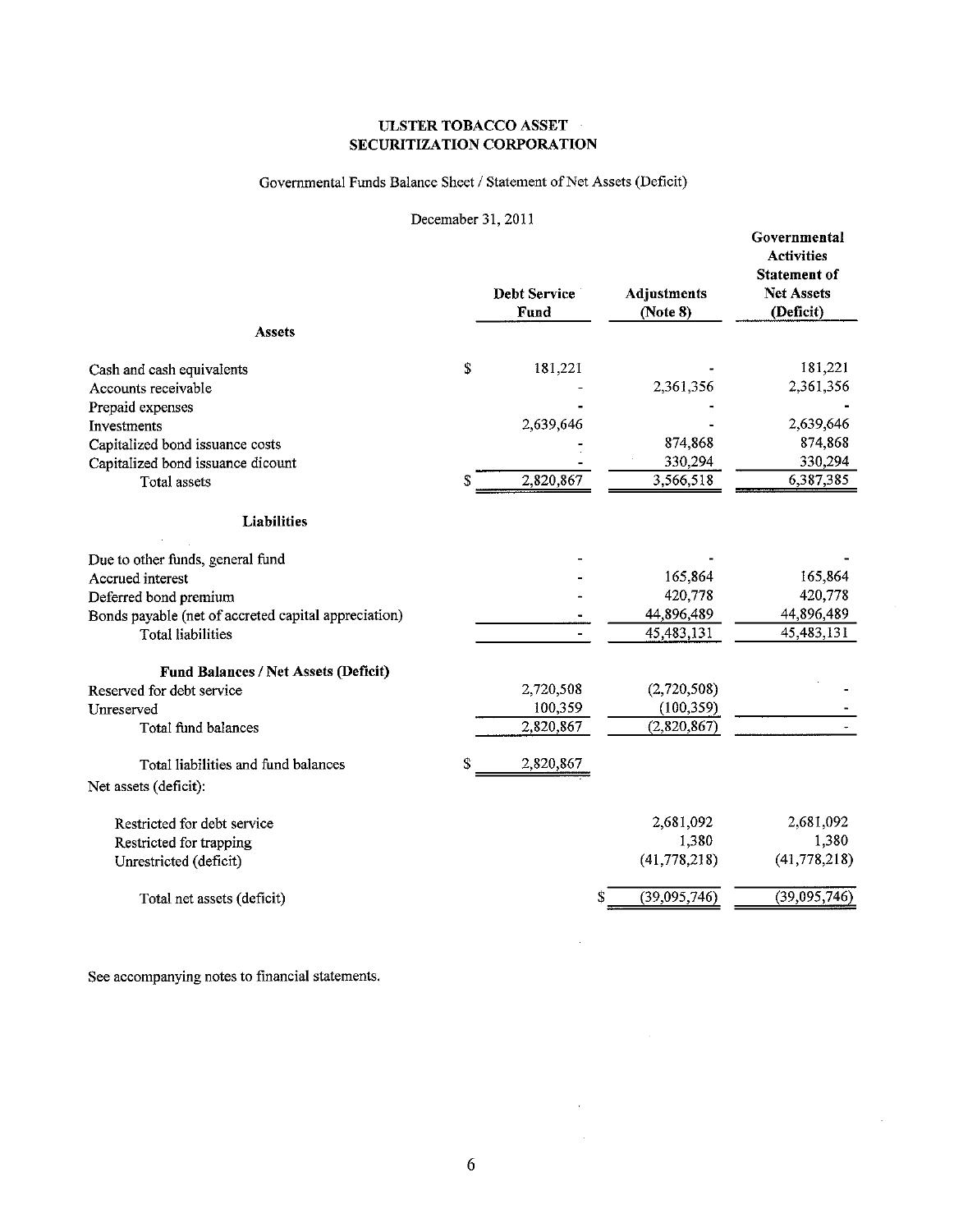# ULSTER TOBACCO ASSET SECURITIZATION CORPORATION

Governmental Funds Balance Sheet / Statement of Net Assets (Deficit)

Decemaber 31, 2011

| | Debt Service Fund | Adjustments (Note 8) | Governmental Activities Statement of Net Assets (Deficit) |
|---|---|---|---|
| **Assets** | | | |
| Cash and cash equivalents | $ 181,221 | - | 181,221 |
| Accounts receivable | - | 2,361,356 | 2,361,356 |
| Prepaid expenses | - | - | - |
| Investments | 2,639,646 | - | 2,639,646 |
| Capitalized bond issuance costs | - | 874,868 | 874,868 |
| Capitalized bond issuance dicount | - | 330,294 | 330,294 |
| Total assets | $ 2,820,867 | 3,566,518 | 6,387,385 |
| **Liabilities** | | | |
| Due to other funds, general fund | - | - | - |
| Accrued interest | - | 165,864 | 165,864 |
| Deferred bond premium | - | 420,778 | 420,778 |
| Bonds payable (net of accreted capital appreciation) | - | 44,896,489 | 44,896,489 |
| Total liabilities | - | 45,483,131 | 45,483,131 |
| **Fund Balances / Net Assets (Deficit)** | | | |
| Reserved for debt service | 2,720,508 | (2,720,508) | - |
| Unreserved | 100,359 | (100,359) | - |
| Total fund balances | 2,820,867 | (2,820,867) | - |
| Total liabilities and fund balances | $ 2,820,867 | | |
| Net assets (deficit): | | | |
| Restricted for debt service | | 2,681,092 | 2,681,092 |
| Restricted for trapping | | 1,380 | 1,380 |
| Unrestricted (deficit) | | (41,778,218) | (41,778,218) |
| Total net assets (deficit) | | $ (39,095,746) | (39,095,746) |

See accompanying notes to financial statements.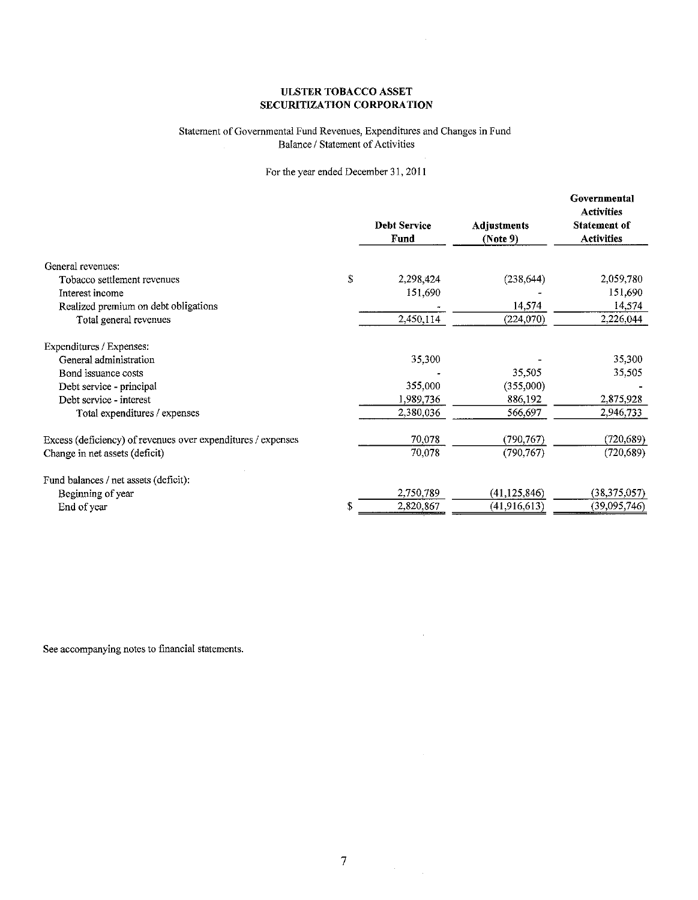**ULSTER TOBACCO ASSET SECURITIZATION CORPORATION**

Statement of Governmental Fund Revenues, Expenditures and Changes in Fund Balance / Statement of Activities

For the year ended December 31, 2011

| | Debt Service Fund | Adjustments (Note 9) | Governmental Activities Statement of Activities |
|---|---|---|---|
| General revenues: | | | |
| Tobacco settlement revenues | $ 2,298,424 | (238,644) | 2,059,780 |
| Interest income | 151,690 | - | 151,690 |
| Realized premium on debt obligations | - | 14,574 | 14,574 |
| Total general revenues | 2,450,114 | (224,070) | 2,226,044 |
| Expenditures / Expenses: | | | |
| General administration | 35,300 | - | 35,300 |
| Bond issuance costs | - | 35,505 | 35,505 |
| Debt service - principal | 355,000 | (355,000) | - |
| Debt service - interest | 1,989,736 | 886,192 | 2,875,928 |
| Total expenditures / expenses | 2,380,036 | 566,697 | 2,946,733 |
| Excess (deficiency) of revenues over expenditures / expenses | 70,078 | (790,767) | (720,689) |
| Change in net assets (deficit) | 70,078 | (790,767) | (720,689) |
| Fund balances / net assets (deficit): | | | |
| Beginning of year | 2,750,789 | (41,125,846) | (38,375,057) |
| End of year | $ 2,820,867 | (41,916,613) | (39,095,746) |

See accompanying notes to financial statements.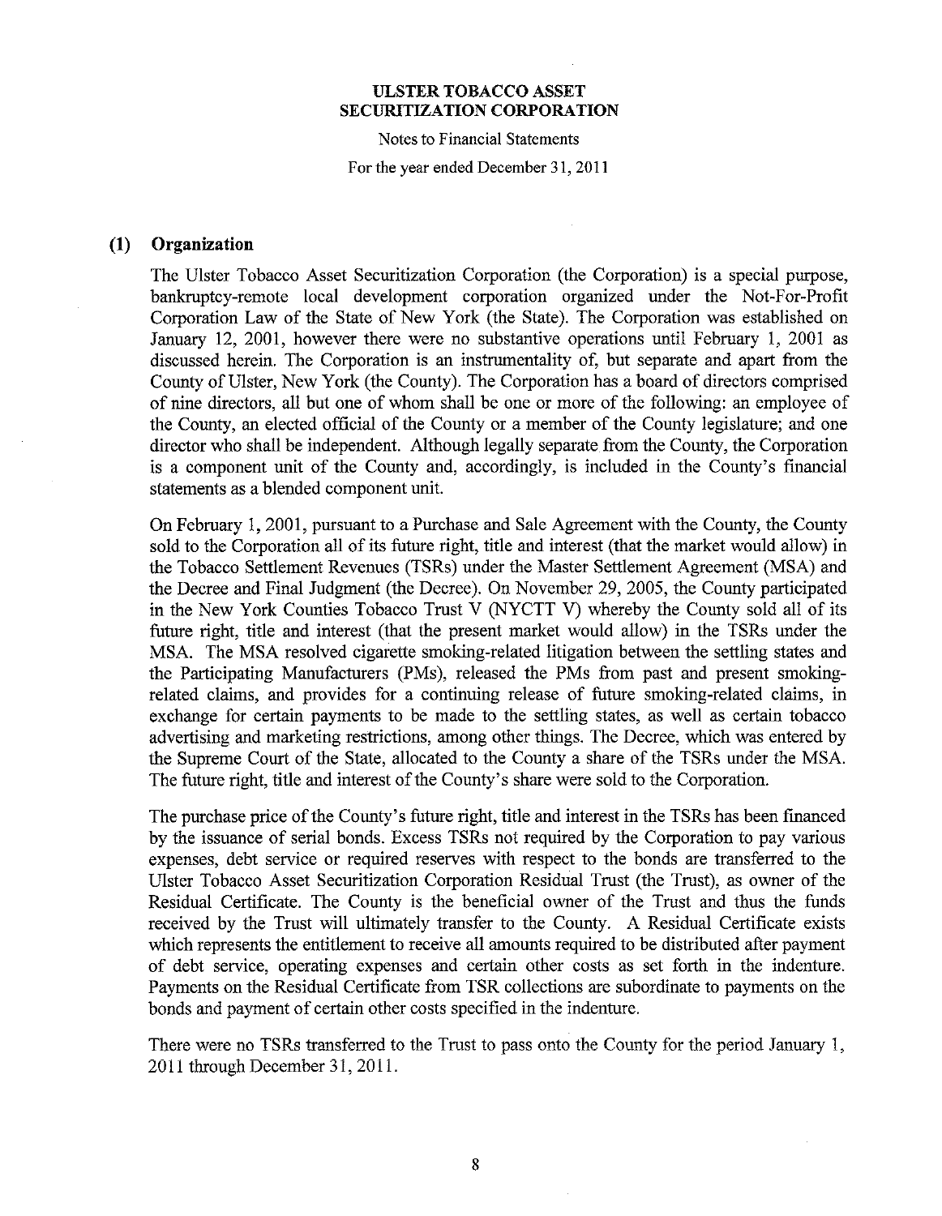**ULSTER TOBACCO ASSET SECURITIZATION CORPORATION**

Notes to Financial Statements

For the year ended December 31, 2011

## (1) Organization

The Ulster Tobacco Asset Securitization Corporation (the Corporation) is a special purpose, bankruptcy-remote local development corporation organized under the Not-For-Profit Corporation Law of the State of New York (the State). The Corporation was established on January 12, 2001, however there were no substantive operations until February 1, 2001 as discussed herein. The Corporation is an instrumentality of, but separate and apart from the County of Ulster, New York (the County). The Corporation has a board of directors comprised of nine directors, all but one of whom shall be one or more of the following: an employee of the County, an elected official of the County or a member of the County legislature; and one director who shall be independent. Although legally separate from the County, the Corporation is a component unit of the County and, accordingly, is included in the County's financial statements as a blended component unit.

On February 1, 2001, pursuant to a Purchase and Sale Agreement with the County, the County sold to the Corporation all of its future right, title and interest (that the market would allow) in the Tobacco Settlement Revenues (TSRs) under the Master Settlement Agreement (MSA) and the Decree and Final Judgment (the Decree). On November 29, 2005, the County participated in the New York Counties Tobacco Trust V (NYCTT V) whereby the County sold all of its future right, title and interest (that the present market would allow) in the TSRs under the MSA. The MSA resolved cigarette smoking-related litigation between the settling states and the Participating Manufacturers (PMs), released the PMs from past and present smoking-related claims, and provides for a continuing release of future smoking-related claims, in exchange for certain payments to be made to the settling states, as well as certain tobacco advertising and marketing restrictions, among other things. The Decree, which was entered by the Supreme Court of the State, allocated to the County a share of the TSRs under the MSA. The future right, title and interest of the County's share were sold to the Corporation.

The purchase price of the County's future right, title and interest in the TSRs has been financed by the issuance of serial bonds. Excess TSRs not required by the Corporation to pay various expenses, debt service or required reserves with respect to the bonds are transferred to the Ulster Tobacco Asset Securitization Corporation Residual Trust (the Trust), as owner of the Residual Certificate. The County is the beneficial owner of the Trust and thus the funds received by the Trust will ultimately transfer to the County. A Residual Certificate exists which represents the entitlement to receive all amounts required to be distributed after payment of debt service, operating expenses and certain other costs as set forth in the indenture. Payments on the Residual Certificate from TSR collections are subordinate to payments on the bonds and payment of certain other costs specified in the indenture.

There were no TSRs transferred to the Trust to pass onto the County for the period January 1, 2011 through December 31, 2011.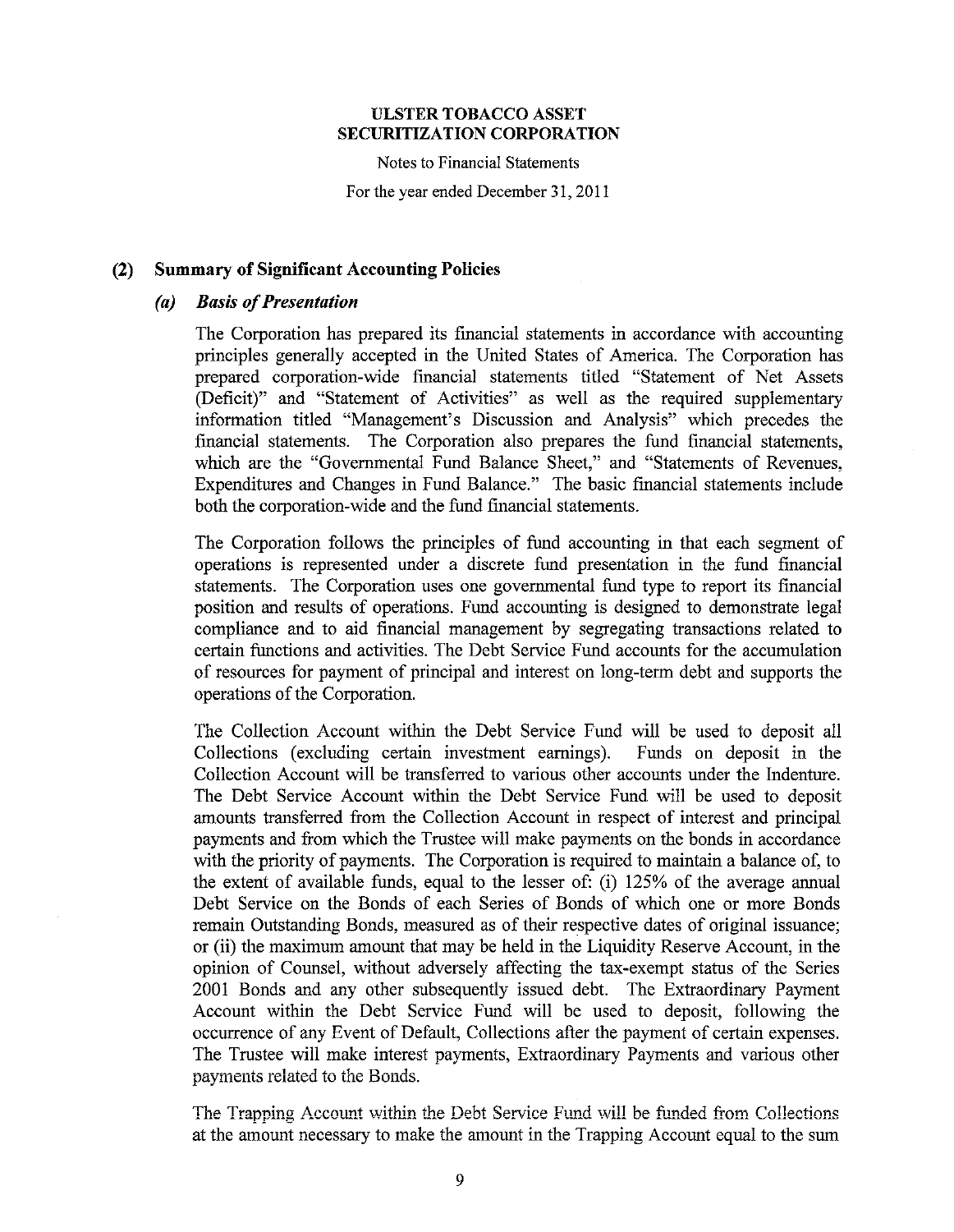# ULSTER TOBACCO ASSET SECURITIZATION CORPORATION

Notes to Financial Statements

For the year ended December 31, 2011

## (2) Summary of Significant Accounting Policies

### *(a) Basis of Presentation*

The Corporation has prepared its financial statements in accordance with accounting principles generally accepted in the United States of America. The Corporation has prepared corporation-wide financial statements titled "Statement of Net Assets (Deficit)" and "Statement of Activities" as well as the required supplementary information titled "Management's Discussion and Analysis" which precedes the financial statements. The Corporation also prepares the fund financial statements, which are the "Governmental Fund Balance Sheet," and "Statements of Revenues, Expenditures and Changes in Fund Balance." The basic financial statements include both the corporation-wide and the fund financial statements.

The Corporation follows the principles of fund accounting in that each segment of operations is represented under a discrete fund presentation in the fund financial statements. The Corporation uses one governmental fund type to report its financial position and results of operations. Fund accounting is designed to demonstrate legal compliance and to aid financial management by segregating transactions related to certain functions and activities. The Debt Service Fund accounts for the accumulation of resources for payment of principal and interest on long-term debt and supports the operations of the Corporation.

The Collection Account within the Debt Service Fund will be used to deposit all Collections (excluding certain investment earnings). Funds on deposit in the Collection Account will be transferred to various other accounts under the Indenture. The Debt Service Account within the Debt Service Fund will be used to deposit amounts transferred from the Collection Account in respect of interest and principal payments and from which the Trustee will make payments on the bonds in accordance with the priority of payments. The Corporation is required to maintain a balance of, to the extent of available funds, equal to the lesser of: (i) 125% of the average annual Debt Service on the Bonds of each Series of Bonds of which one or more Bonds remain Outstanding Bonds, measured as of their respective dates of original issuance; or (ii) the maximum amount that may be held in the Liquidity Reserve Account, in the opinion of Counsel, without adversely affecting the tax-exempt status of the Series 2001 Bonds and any other subsequently issued debt. The Extraordinary Payment Account within the Debt Service Fund will be used to deposit, following the occurrence of any Event of Default, Collections after the payment of certain expenses. The Trustee will make interest payments, Extraordinary Payments and various other payments related to the Bonds.

The Trapping Account within the Debt Service Fund will be funded from Collections at the amount necessary to make the amount in the Trapping Account equal to the sum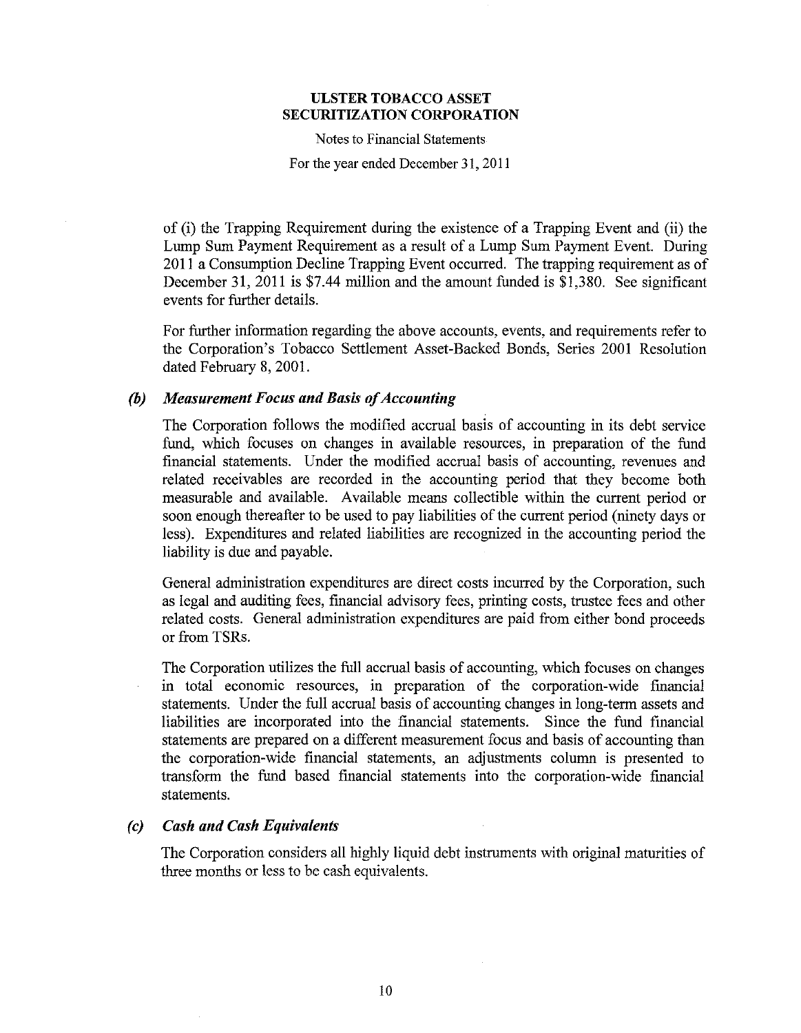of (i) the Trapping Requirement during the existence of a Trapping Event and (ii) the Lump Sum Payment Requirement as a result of a Lump Sum Payment Event. During 2011 a Consumption Decline Trapping Event occurred. The trapping requirement as of December 31, 2011 is $7.44 million and the amount funded is $1,380. See significant events for further details.

For further information regarding the above accounts, events, and requirements refer to the Corporation's Tobacco Settlement Asset-Backed Bonds, Series 2001 Resolution dated February 8, 2001.

### *(b) Measurement Focus and Basis of Accounting*

The Corporation follows the modified accrual basis of accounting in its debt service fund, which focuses on changes in available resources, in preparation of the fund financial statements. Under the modified accrual basis of accounting, revenues and related receivables are recorded in the accounting period that they become both measurable and available. Available means collectible within the current period or soon enough thereafter to be used to pay liabilities of the current period (ninety days or less). Expenditures and related liabilities are recognized in the accounting period the liability is due and payable.

General administration expenditures are direct costs incurred by the Corporation, such as legal and auditing fees, financial advisory fees, printing costs, trustee fees and other related costs. General administration expenditures are paid from either bond proceeds or from TSRs.

The Corporation utilizes the full accrual basis of accounting, which focuses on changes in total economic resources, in preparation of the corporation-wide financial statements. Under the full accrual basis of accounting changes in long-term assets and liabilities are incorporated into the financial statements. Since the fund financial statements are prepared on a different measurement focus and basis of accounting than the corporation-wide financial statements, an adjustments column is presented to transform the fund based financial statements into the corporation-wide financial statements.

### *(c) Cash and Cash Equivalents*

The Corporation considers all highly liquid debt instruments with original maturities of three months or less to be cash equivalents.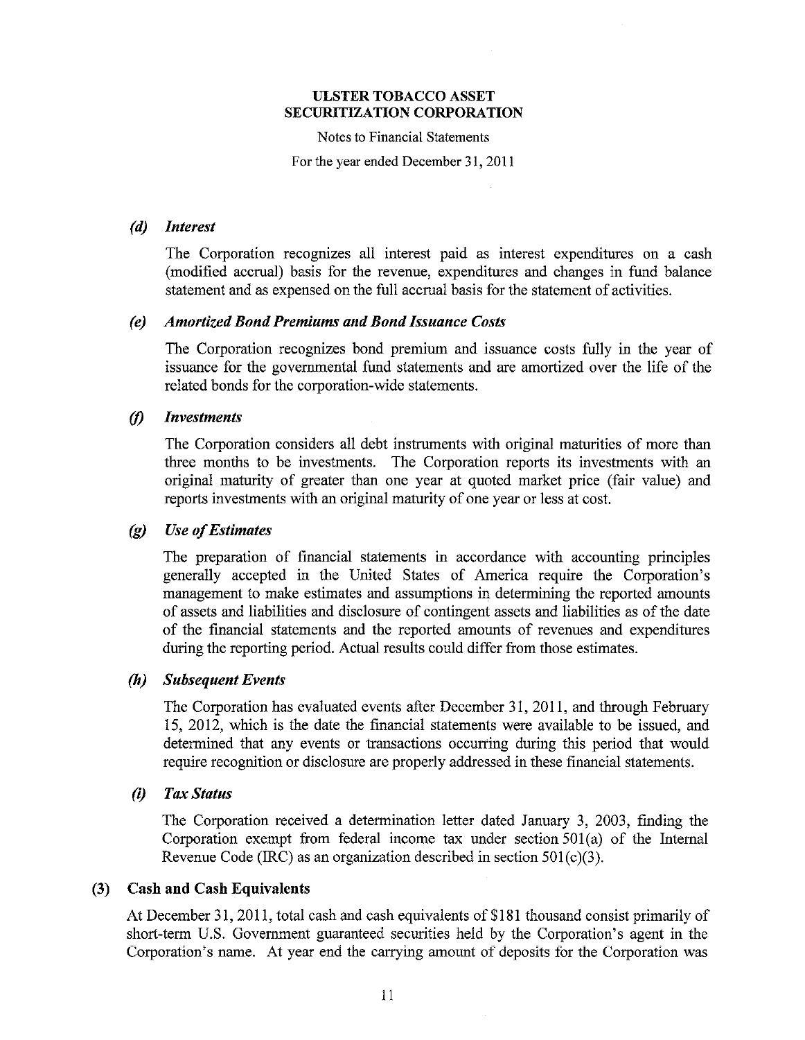## (d) *Interest*

The Corporation recognizes all interest paid as interest expenditures on a cash (modified accrual) basis for the revenue, expenditures and changes in fund balance statement and as expensed on the full accrual basis for the statement of activities.

## (e) *Amortized Bond Premiums and Bond Issuance Costs*

The Corporation recognizes bond premium and issuance costs fully in the year of issuance for the governmental fund statements and are amortized over the life of the related bonds for the corporation-wide statements.

## (f) *Investments*

The Corporation considers all debt instruments with original maturities of more than three months to be investments. The Corporation reports its investments with an original maturity of greater than one year at quoted market price (fair value) and reports investments with an original maturity of one year or less at cost.

## (g) *Use of Estimates*

The preparation of financial statements in accordance with accounting principles generally accepted in the United States of America require the Corporation's management to make estimates and assumptions in determining the reported amounts of assets and liabilities and disclosure of contingent assets and liabilities as of the date of the financial statements and the reported amounts of revenues and expenditures during the reporting period. Actual results could differ from those estimates.

## (h) *Subsequent Events*

The Corporation has evaluated events after December 31, 2011, and through February 15, 2012, which is the date the financial statements were available to be issued, and determined that any events or transactions occurring during this period that would require recognition or disclosure are properly addressed in these financial statements.

## (i) *Tax Status*

The Corporation received a determination letter dated January 3, 2003, finding the Corporation exempt from federal income tax under section 501(a) of the Internal Revenue Code (IRC) as an organization described in section 501(c)(3).

## (3) Cash and Cash Equivalents

At December 31, 2011, total cash and cash equivalents of $181 thousand consist primarily of short-term U.S. Government guaranteed securities held by the Corporation's agent in the Corporation's name. At year end the carrying amount of deposits for the Corporation was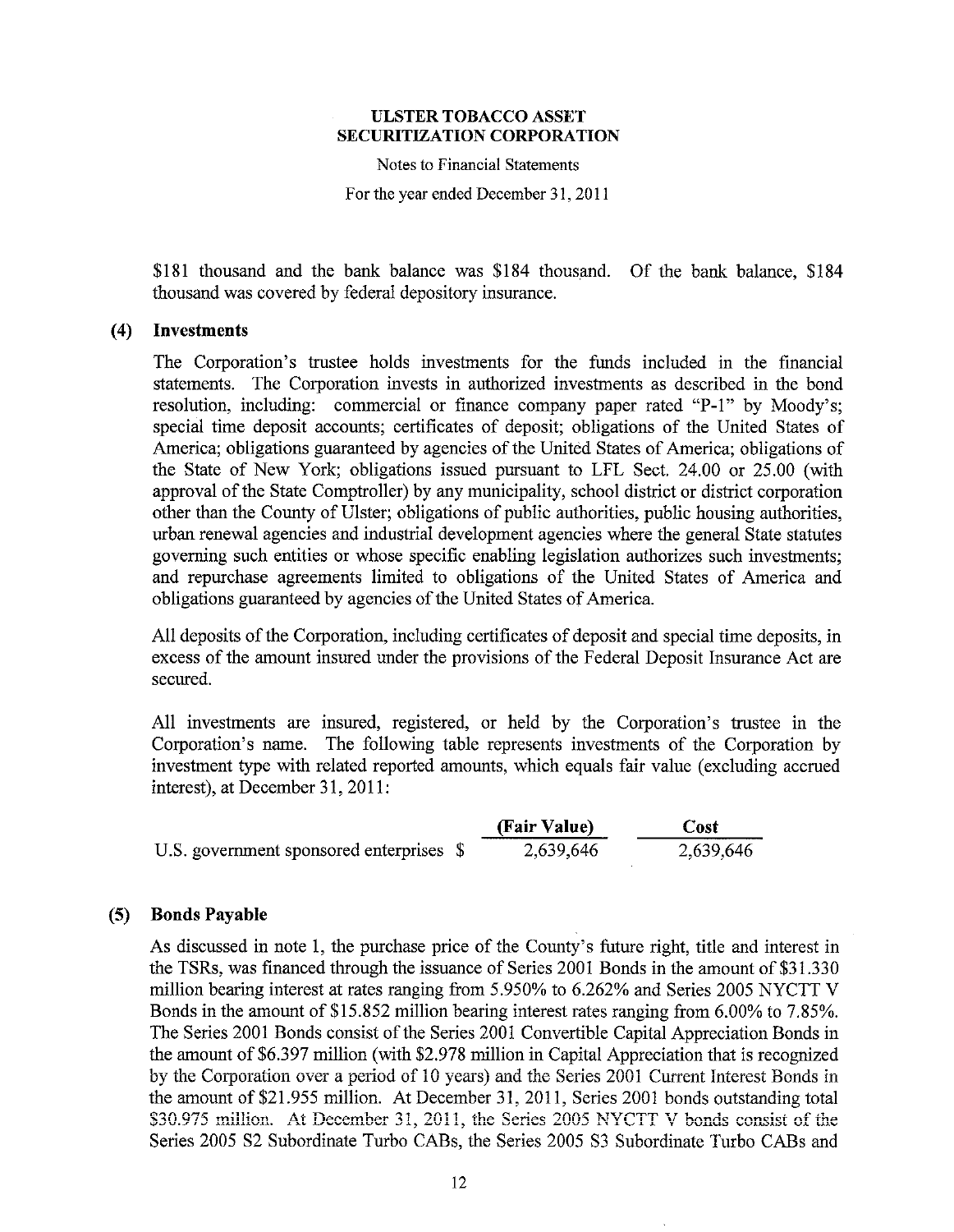$181 thousand and the bank balance was $184 thousand. Of the bank balance, $184 thousand was covered by federal depository insurance.

## (4) Investments

The Corporation's trustee holds investments for the funds included in the financial statements. The Corporation invests in authorized investments as described in the bond resolution, including: commercial or finance company paper rated "P-1" by Moody's; special time deposit accounts; certificates of deposit; obligations of the United States of America; obligations guaranteed by agencies of the United States of America; obligations of the State of New York; obligations issued pursuant to LFL Sect. 24.00 or 25.00 (with approval of the State Comptroller) by any municipality, school district or district corporation other than the County of Ulster; obligations of public authorities, public housing authorities, urban renewal agencies and industrial development agencies where the general State statutes governing such entities or whose specific enabling legislation authorizes such investments; and repurchase agreements limited to obligations of the United States of America and obligations guaranteed by agencies of the United States of America.

All deposits of the Corporation, including certificates of deposit and special time deposits, in excess of the amount insured under the provisions of the Federal Deposit Insurance Act are secured.

All investments are insured, registered, or held by the Corporation's trustee in the Corporation's name. The following table represents investments of the Corporation by investment type with related reported amounts, which equals fair value (excluding accrued interest), at December 31, 2011:

| | (Fair Value) | Cost |
|---|---|---|
| U.S. government sponsored enterprises | $ 2,639,646 | 2,639,646 |

## (5) Bonds Payable

As discussed in note 1, the purchase price of the County's future right, title and interest in the TSRs, was financed through the issuance of Series 2001 Bonds in the amount of $31.330 million bearing interest at rates ranging from 5.950% to 6.262% and Series 2005 NYCTT V Bonds in the amount of $15.852 million bearing interest rates ranging from 6.00% to 7.85%. The Series 2001 Bonds consist of the Series 2001 Convertible Capital Appreciation Bonds in the amount of $6.397 million (with $2.978 million in Capital Appreciation that is recognized by the Corporation over a period of 10 years) and the Series 2001 Current Interest Bonds in the amount of $21.955 million. At December 31, 2011, Series 2001 bonds outstanding total $30.975 million. At December 31, 2011, the Series 2005 NYCTT V bonds consist of the Series 2005 S2 Subordinate Turbo CABs, the Series 2005 S3 Subordinate Turbo CABs and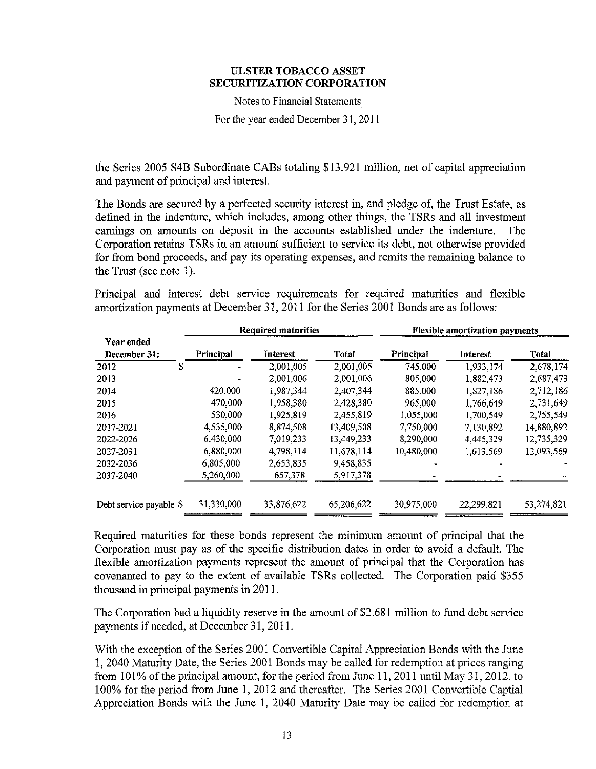the Series 2005 S4B Subordinate CABs totaling $13.921 million, net of capital appreciation and payment of principal and interest.

The Bonds are secured by a perfected security interest in, and pledge of, the Trust Estate, as defined in the indenture, which includes, among other things, the TSRs and all investment earnings on amounts on deposit in the accounts established under the indenture. The Corporation retains TSRs in an amount sufficient to service its debt, not otherwise provided for from bond proceeds, and pay its operating expenses, and remits the remaining balance to the Trust (see note 1).

Principal and interest debt service requirements for required maturities and flexible amortization payments at December 31, 2011 for the Series 2001 Bonds are as follows:

| | Required maturities | | | Flexible amortization payments | | |
|---|---|---|---|---|---|---|
| **Year ended December 31:** | **Principal** | **Interest** | **Total** | **Principal** | **Interest** | **Total** |
| 2012 | $ - | 2,001,005 | 2,001,005 | 745,000 | 1,933,174 | 2,678,174 |
| 2013 | - | 2,001,006 | 2,001,006 | 805,000 | 1,882,473 | 2,687,473 |
| 2014 | 420,000 | 1,987,344 | 2,407,344 | 885,000 | 1,827,186 | 2,712,186 |
| 2015 | 470,000 | 1,958,380 | 2,428,380 | 965,000 | 1,766,649 | 2,731,649 |
| 2016 | 530,000 | 1,925,819 | 2,455,819 | 1,055,000 | 1,700,549 | 2,755,549 |
| 2017-2021 | 4,535,000 | 8,874,508 | 13,409,508 | 7,750,000 | 7,130,892 | 14,880,892 |
| 2022-2026 | 6,430,000 | 7,019,233 | 13,449,233 | 8,290,000 | 4,445,329 | 12,735,329 |
| 2027-2031 | 6,880,000 | 4,798,114 | 11,678,114 | 10,480,000 | 1,613,569 | 12,093,569 |
| 2032-2036 | 6,805,000 | 2,653,835 | 9,458,835 | - | - | - |
| 2037-2040 | 5,260,000 | 657,378 | 5,917,378 | - | - | - |
| Debt service payable | $ 31,330,000 | 33,876,622 | 65,206,622 | 30,975,000 | 22,299,821 | 53,274,821 |

Required maturities for these bonds represent the minimum amount of principal that the Corporation must pay as of the specific distribution dates in order to avoid a default. The flexible amortization payments represent the amount of principal that the Corporation has covenanted to pay to the extent of available TSRs collected. The Corporation paid $355 thousand in principal payments in 2011.

The Corporation had a liquidity reserve in the amount of $2.681 million to fund debt service payments if needed, at December 31, 2011.

With the exception of the Series 2001 Convertible Capital Appreciation Bonds with the June 1, 2040 Maturity Date, the Series 2001 Bonds may be called for redemption at prices ranging from 101% of the principal amount, for the period from June 11, 2011 until May 31, 2012, to 100% for the period from June 1, 2012 and thereafter. The Series 2001 Convertible Captial Appreciation Bonds with the June 1, 2040 Maturity Date may be called for redemption at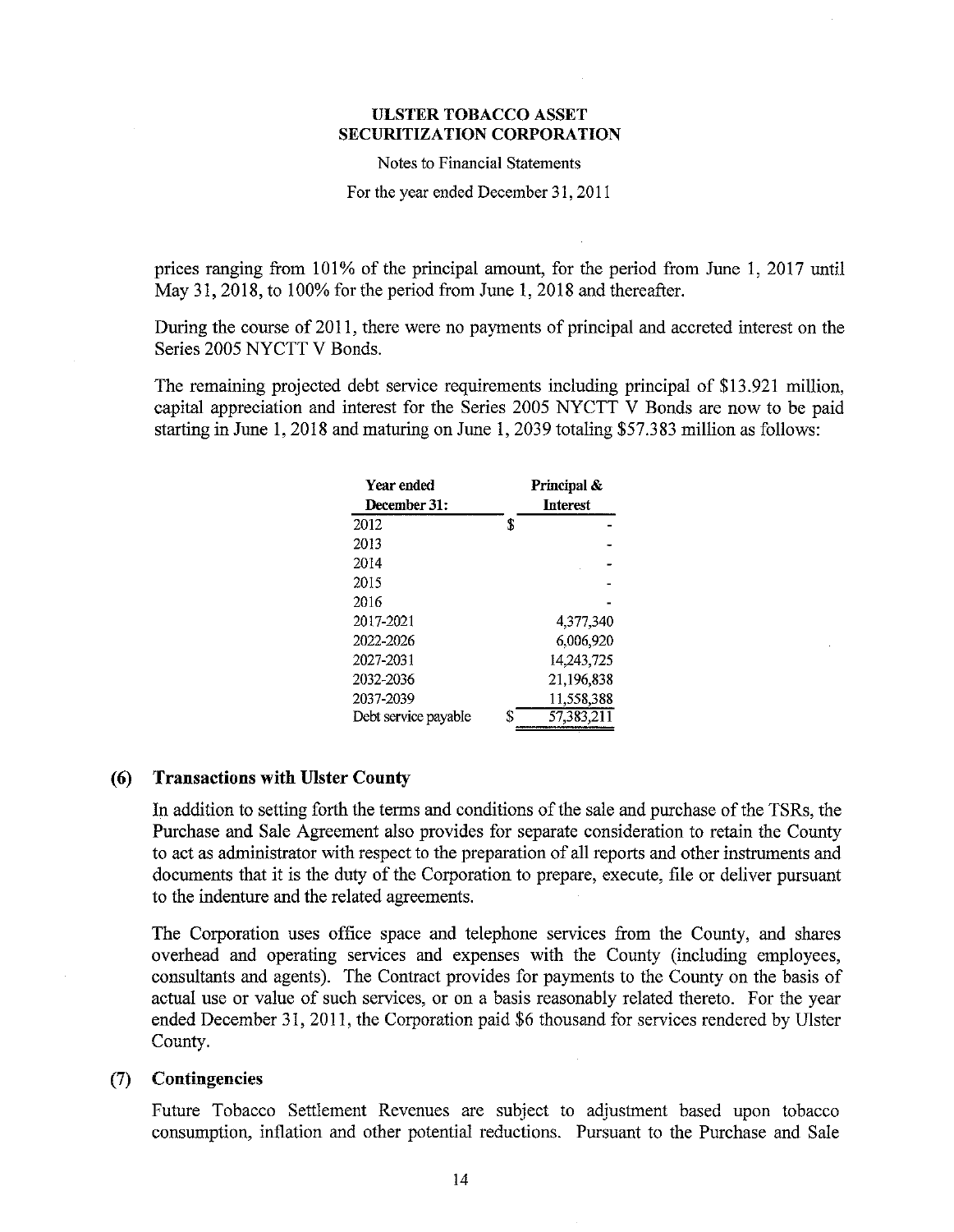prices ranging from 101% of the principal amount, for the period from June 1, 2017 until May 31, 2018, to 100% for the period from June 1, 2018 and thereafter.

During the course of 2011, there were no payments of principal and accreted interest on the Series 2005 NYCTT V Bonds.

The remaining projected debt service requirements including principal of $13.921 million, capital appreciation and interest for the Series 2005 NYCTT V Bonds are now to be paid starting in June 1, 2018 and maturing on June 1, 2039 totaling $57.383 million as follows:

| Year ended December 31: | Principal & Interest |
|---|---|
| 2012 | $ - |
| 2013 | - |
| 2014 | - |
| 2015 | - |
| 2016 | - |
| 2017-2021 | 4,377,340 |
| 2022-2026 | 6,006,920 |
| 2027-2031 | 14,243,725 |
| 2032-2036 | 21,196,838 |
| 2037-2039 | 11,558,388 |
| Debt service payable | $ 57,383,211 |

## (6) Transactions with Ulster County

In addition to setting forth the terms and conditions of the sale and purchase of the TSRs, the Purchase and Sale Agreement also provides for separate consideration to retain the County to act as administrator with respect to the preparation of all reports and other instruments and documents that it is the duty of the Corporation to prepare, execute, file or deliver pursuant to the indenture and the related agreements.

The Corporation uses office space and telephone services from the County, and shares overhead and operating services and expenses with the County (including employees, consultants and agents). The Contract provides for payments to the County on the basis of actual use or value of such services, or on a basis reasonably related thereto. For the year ended December 31, 2011, the Corporation paid $6 thousand for services rendered by Ulster County.

## (7) Contingencies

Future Tobacco Settlement Revenues are subject to adjustment based upon tobacco consumption, inflation and other potential reductions. Pursuant to the Purchase and Sale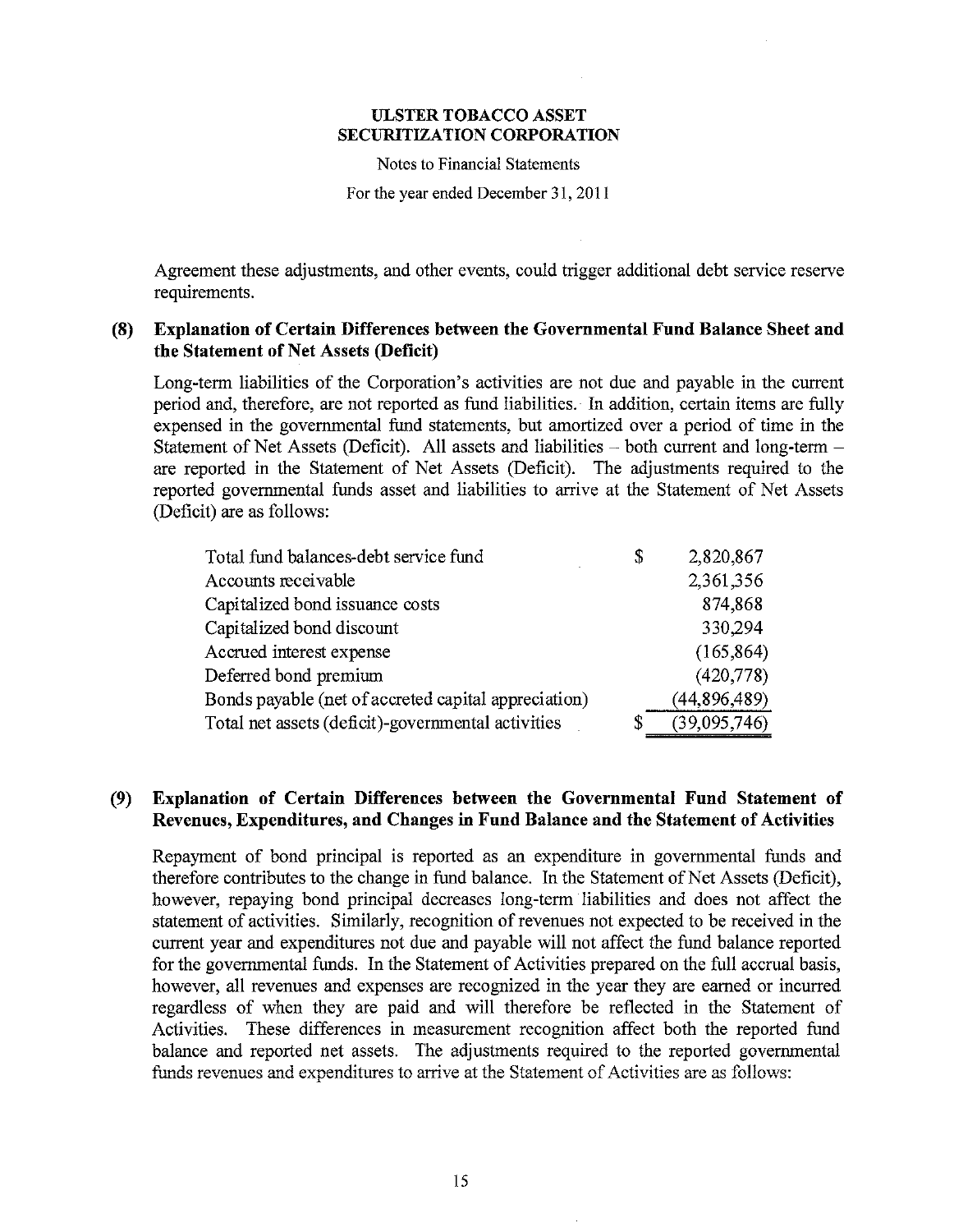Agreement these adjustments, and other events, could trigger additional debt service reserve requirements.

### (8) Explanation of Certain Differences between the Governmental Fund Balance Sheet and the Statement of Net Assets (Deficit)

Long-term liabilities of the Corporation's activities are not due and payable in the current period and, therefore, are not reported as fund liabilities. In addition, certain items are fully expensed in the governmental fund statements, but amortized over a period of time in the Statement of Net Assets (Deficit). All assets and liabilities – both current and long-term – are reported in the Statement of Net Assets (Deficit). The adjustments required to the reported governmental funds asset and liabilities to arrive at the Statement of Net Assets (Deficit) are as follows:

| | | |
|---|---|---|
| Total fund balances-debt service fund | $ | 2,820,867 |
| Accounts receivable | | 2,361,356 |
| Capitalized bond issuance costs | | 874,868 |
| Capitalized bond discount | | 330,294 |
| Accrued interest expense | | (165,864) |
| Deferred bond premium | | (420,778) |
| Bonds payable (net of accreted capital appreciation) | | (44,896,489) |
| Total net assets (deficit)-governmental activities | $ | (39,095,746) |

### (9) Explanation of Certain Differences between the Governmental Fund Statement of Revenues, Expenditures, and Changes in Fund Balance and the Statement of Activities

Repayment of bond principal is reported as an expenditure in governmental funds and therefore contributes to the change in fund balance. In the Statement of Net Assets (Deficit), however, repaying bond principal decreases long-term liabilities and does not affect the statement of activities. Similarly, recognition of revenues not expected to be received in the current year and expenditures not due and payable will not affect the fund balance reported for the governmental funds. In the Statement of Activities prepared on the full accrual basis, however, all revenues and expenses are recognized in the year they are earned or incurred regardless of when they are paid and will therefore be reflected in the Statement of Activities. These differences in measurement recognition affect both the reported fund balance and reported net assets. The adjustments required to the reported governmental funds revenues and expenditures to arrive at the Statement of Activities are as follows: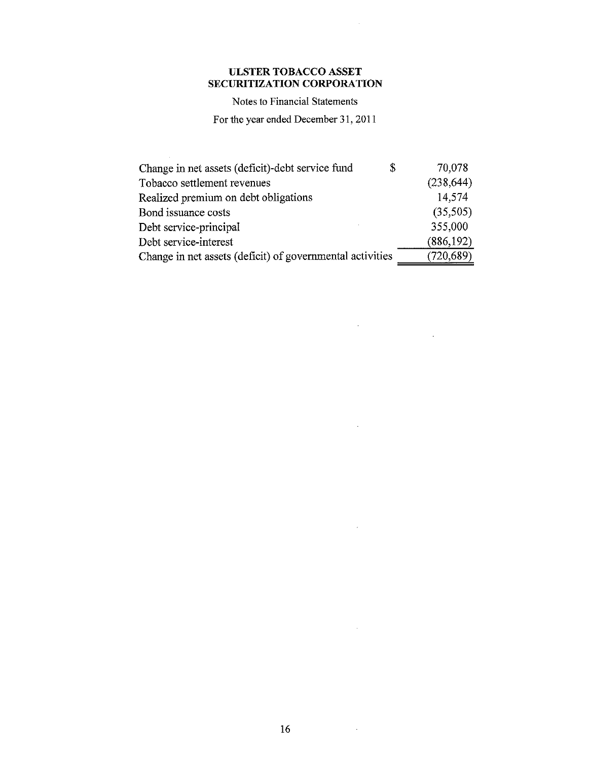**ULSTER TOBACCO ASSET SECURITIZATION CORPORATION**

Notes to Financial Statements

For the year ended December 31, 2011

| | | |
|---|---|---|
| Change in net assets (deficit)-debt service fund | $ | 70,078 |
| Tobacco settlement revenues | | (238,644) |
| Realized premium on debt obligations | | 14,574 |
| Bond issuance costs | | (35,505) |
| Debt service-principal | | 355,000 |
| Debt service-interest | | (886,192) |
| Change in net assets (deficit) of governmental activities | | (720,689) |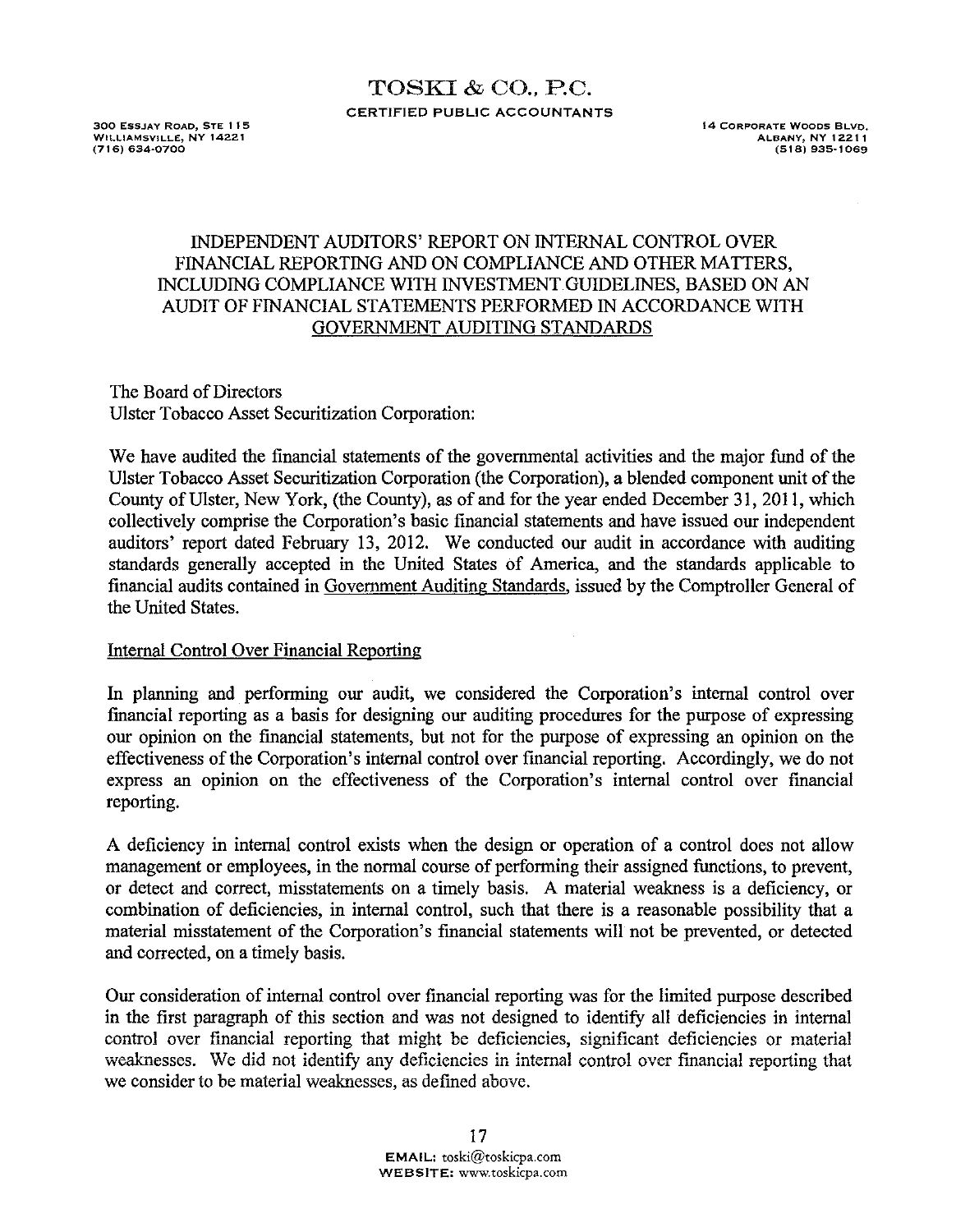# TOSKI & CO., P.C.

CERTIFIED PUBLIC ACCOUNTANTS

300 Essjay Road, Ste 115
Williamsville, NY 14221
(716) 634-0700

14 Corporate Woods Blvd.
Albany, NY 12211
(518) 935-1069

## INDEPENDENT AUDITORS' REPORT ON INTERNAL CONTROL OVER FINANCIAL REPORTING AND ON COMPLIANCE AND OTHER MATTERS, INCLUDING COMPLIANCE WITH INVESTMENT GUIDELINES, BASED ON AN AUDIT OF FINANCIAL STATEMENTS PERFORMED IN ACCORDANCE WITH GOVERNMENT AUDITING STANDARDS

The Board of Directors
Ulster Tobacco Asset Securitization Corporation:

We have audited the financial statements of the governmental activities and the major fund of the Ulster Tobacco Asset Securitization Corporation (the Corporation), a blended component unit of the County of Ulster, New York, (the County), as of and for the year ended December 31, 2011, which collectively comprise the Corporation's basic financial statements and have issued our independent auditors' report dated February 13, 2012. We conducted our audit in accordance with auditing standards generally accepted in the United States of America, and the standards applicable to financial audits contained in Government Auditing Standards, issued by the Comptroller General of the United States.

### Internal Control Over Financial Reporting

In planning and performing our audit, we considered the Corporation's internal control over financial reporting as a basis for designing our auditing procedures for the purpose of expressing our opinion on the financial statements, but not for the purpose of expressing an opinion on the effectiveness of the Corporation's internal control over financial reporting. Accordingly, we do not express an opinion on the effectiveness of the Corporation's internal control over financial reporting.

A deficiency in internal control exists when the design or operation of a control does not allow management or employees, in the normal course of performing their assigned functions, to prevent, or detect and correct, misstatements on a timely basis. A material weakness is a deficiency, or combination of deficiencies, in internal control, such that there is a reasonable possibility that a material misstatement of the Corporation's financial statements will not be prevented, or detected and corrected, on a timely basis.

Our consideration of internal control over financial reporting was for the limited purpose described in the first paragraph of this section and was not designed to identify all deficiencies in internal control over financial reporting that might be deficiencies, significant deficiencies or material weaknesses. We did not identify any deficiencies in internal control over financial reporting that we consider to be material weaknesses, as defined above.

EMAIL: toski@toskicpa.com
WEBSITE: www.toskicpa.com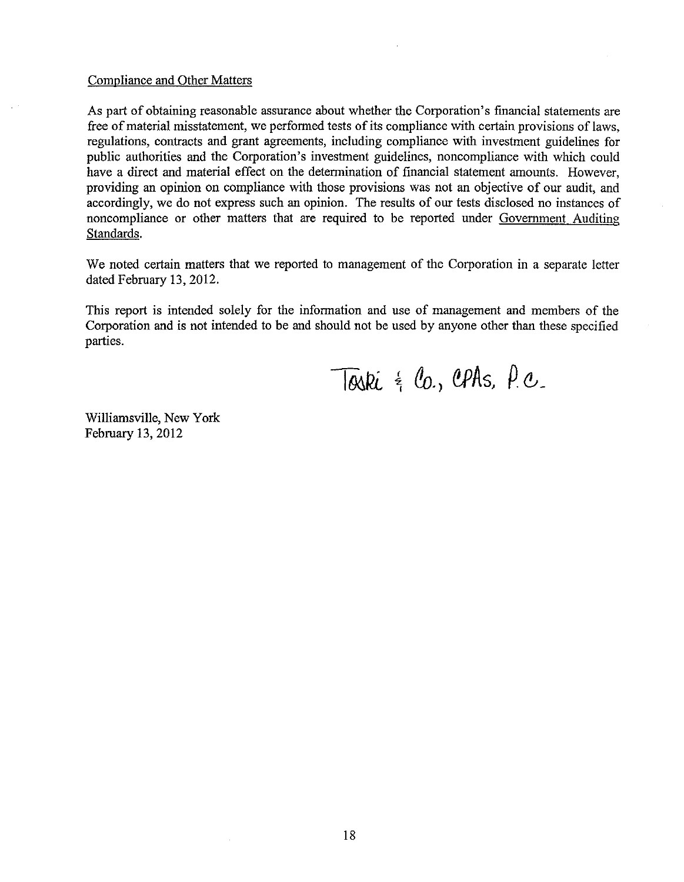Compliance and Other Matters

As part of obtaining reasonable assurance about whether the Corporation's financial statements are free of material misstatement, we performed tests of its compliance with certain provisions of laws, regulations, contracts and grant agreements, including compliance with investment guidelines for public authorities and the Corporation's investment guidelines, noncompliance with which could have a direct and material effect on the determination of financial statement amounts. However, providing an opinion on compliance with those provisions was not an objective of our audit, and accordingly, we do not express such an opinion. The results of our tests disclosed no instances of noncompliance or other matters that are required to be reported under Government Auditing Standards.

We noted certain matters that we reported to management of the Corporation in a separate letter dated February 13, 2012.

This report is intended solely for the information and use of management and members of the Corporation and is not intended to be and should not be used by anyone other than these specified parties.

Toski & Co., CPAs, P.C.

Williamsville, New York
February 13, 2012